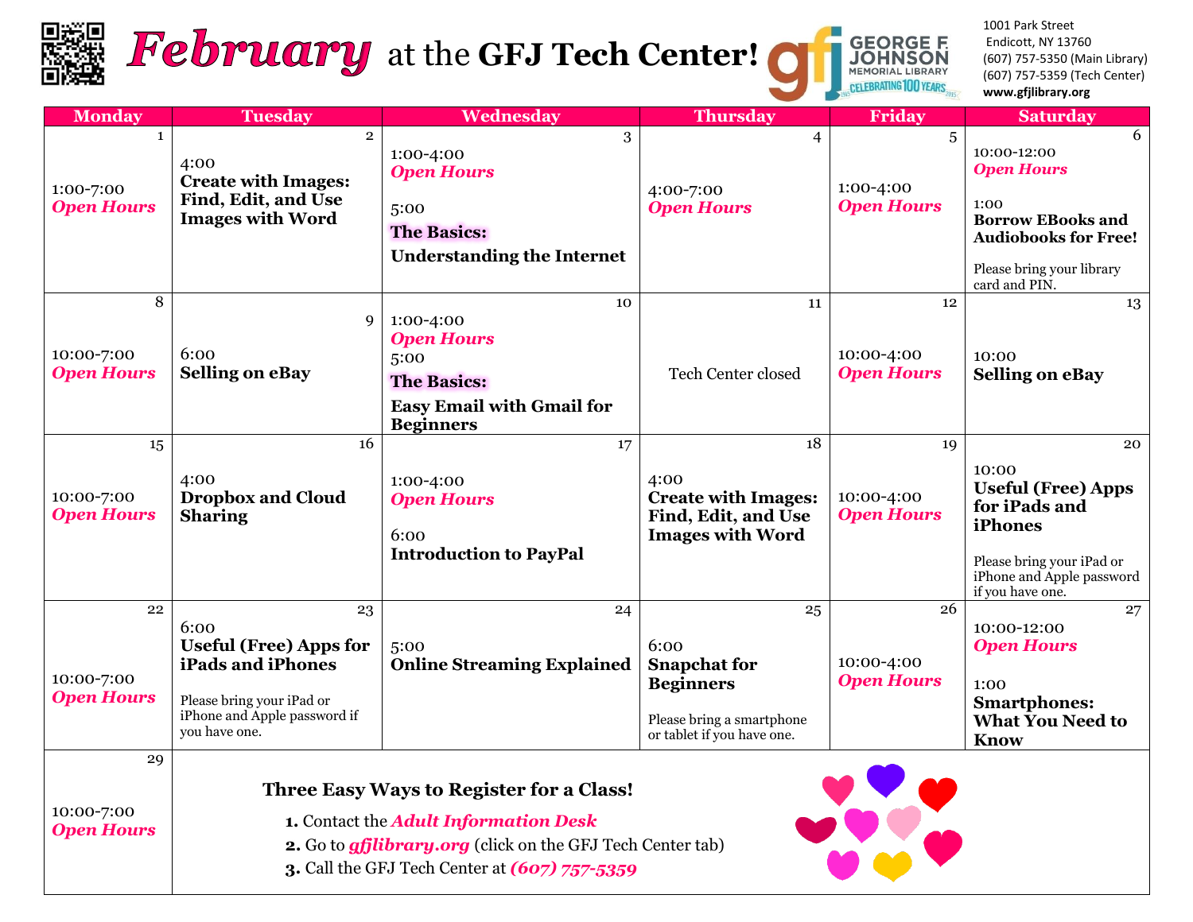# *February* at the **GFJ Tech Center!**

**GEORGE F. JOHNSON MEMORIAL LIBRARY** — CELEBRATING 100 YEARS

1001 Park Street
Endicott, NY 13760
(607) 757-5350 (Main Library)
(607) 757-5359 (Tech Center)
**www.gfjlibrary.org**

| Monday | Tuesday | Wednesday | Thursday | Friday | Saturday |
|---|---|---|---|---|---|
| 1<br>1:00-7:00<br>***Open Hours*** | 2<br>4:00<br>**Create with Images: Find, Edit, and Use Images with Word** | 3<br>1:00-4:00<br>***Open Hours***<br>5:00<br>**The Basics:**<br>**Understanding the Internet** | 4<br>4:00-7:00<br>***Open Hours*** | 5<br>1:00-4:00<br>***Open Hours*** | 6<br>10:00-12:00<br>***Open Hours***<br>1:00<br>**Borrow EBooks and Audiobooks for Free!**<br>Please bring your library card and PIN. |
| 8<br>10:00-7:00<br>***Open Hours*** | 9<br>6:00<br>**Selling on eBay** | 10<br>1:00-4:00<br>***Open Hours***<br>5:00<br>**The Basics:**<br>**Easy Email with Gmail for Beginners** | 11<br>Tech Center closed | 12<br>10:00-4:00<br>***Open Hours*** | 13<br>10:00<br>**Selling on eBay** |
| 15<br>10:00-7:00<br>***Open Hours*** | 16<br>4:00<br>**Dropbox and Cloud Sharing** | 17<br>1:00-4:00<br>***Open Hours***<br>6:00<br>**Introduction to PayPal** | 18<br>4:00<br>**Create with Images: Find, Edit, and Use Images with Word** | 19<br>10:00-4:00<br>***Open Hours*** | 20<br>10:00<br>**Useful (Free) Apps for iPads and iPhones**<br>Please bring your iPad or iPhone and Apple password if you have one. |
| 22<br>10:00-7:00<br>***Open Hours*** | 23<br>6:00<br>**Useful (Free) Apps for iPads and iPhones**<br>Please bring your iPad or iPhone and Apple password if you have one. | 24<br>5:00<br>**Online Streaming Explained** | 25<br>6:00<br>**Snapchat for Beginners**<br>Please bring a smartphone or tablet if you have one. | 26<br>10:00-4:00<br>***Open Hours*** | 27<br>10:00-12:00<br>***Open Hours***<br>1:00<br>**Smartphones: What You Need to Know** |
| 29<br>10:00-7:00<br>***Open Hours*** | | | | | |

**Three Easy Ways to Register for a Class!**

1. Contact the ***Adult Information Desk***
2. Go to ***gfjlibrary.org*** (click on the GFJ Tech Center tab)
3. Call the GFJ Tech Center at ***(607) 757-5359***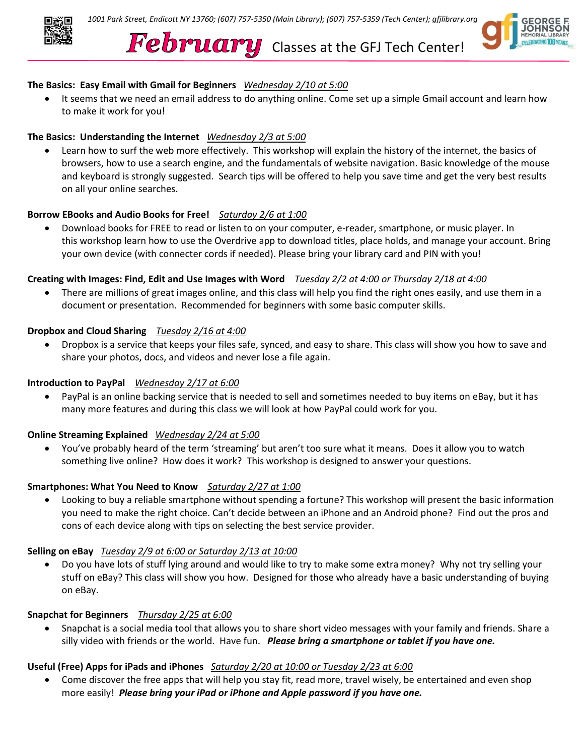1001 Park Street, Endicott NY 13760; (607) 757-5350 (Main Library); (607) 757-5359 (Tech Center); gfjlibrary.org

# *February* Classes at the GFJ Tech Center!

**The Basics: Easy Email with Gmail for Beginners** *Wednesday 2/10 at 5:00*

- It seems that we need an email address to do anything online. Come set up a simple Gmail account and learn how to make it work for you!

**The Basics: Understanding the Internet** *Wednesday 2/3 at 5:00*

- Learn how to surf the web more effectively. This workshop will explain the history of the internet, the basics of browsers, how to use a search engine, and the fundamentals of website navigation. Basic knowledge of the mouse and keyboard is strongly suggested. Search tips will be offered to help you save time and get the very best results on all your online searches.

**Borrow EBooks and Audio Books for Free!** *Saturday 2/6 at 1:00*

- Download books for FREE to read or listen to on your computer, e-reader, smartphone, or music player. In this workshop learn how to use the Overdrive app to download titles, place holds, and manage your account. Bring your own device (with connecter cords if needed). Please bring your library card and PIN with you!

**Creating with Images: Find, Edit and Use Images with Word** *Tuesday 2/2 at 4:00 or Thursday 2/18 at 4:00*

- There are millions of great images online, and this class will help you find the right ones easily, and use them in a document or presentation. Recommended for beginners with some basic computer skills.

**Dropbox and Cloud Sharing** *Tuesday 2/16 at 4:00*

- Dropbox is a service that keeps your files safe, synced, and easy to share. This class will show you how to save and share your photos, docs, and videos and never lose a file again.

**Introduction to PayPal** *Wednesday 2/17 at 6:00*

- PayPal is an online backing service that is needed to sell and sometimes needed to buy items on eBay, but it has many more features and during this class we will look at how PayPal could work for you.

**Online Streaming Explained** *Wednesday 2/24 at 5:00*

- You've probably heard of the term 'streaming' but aren't too sure what it means. Does it allow you to watch something live online? How does it work? This workshop is designed to answer your questions.

**Smartphones: What You Need to Know** *Saturday 2/27 at 1:00*

- Looking to buy a reliable smartphone without spending a fortune? This workshop will present the basic information you need to make the right choice. Can't decide between an iPhone and an Android phone? Find out the pros and cons of each device along with tips on selecting the best service provider.

**Selling on eBay** *Tuesday 2/9 at 6:00 or Saturday 2/13 at 10:00*

- Do you have lots of stuff lying around and would like to try to make some extra money? Why not try selling your stuff on eBay? This class will show you how. Designed for those who already have a basic understanding of buying on eBay.

**Snapchat for Beginners** *Thursday 2/25 at 6:00*

- Snapchat is a social media tool that allows you to share short video messages with your family and friends. Share a silly video with friends or the world. Have fun. ***Please bring a smartphone or tablet if you have one.***

**Useful (Free) Apps for iPads and iPhones** *Saturday 2/20 at 10:00 or Tuesday 2/23 at 6:00*

- Come discover the free apps that will help you stay fit, read more, travel wisely, be entertained and even shop more easily! ***Please bring your iPad or iPhone and Apple password if you have one.***